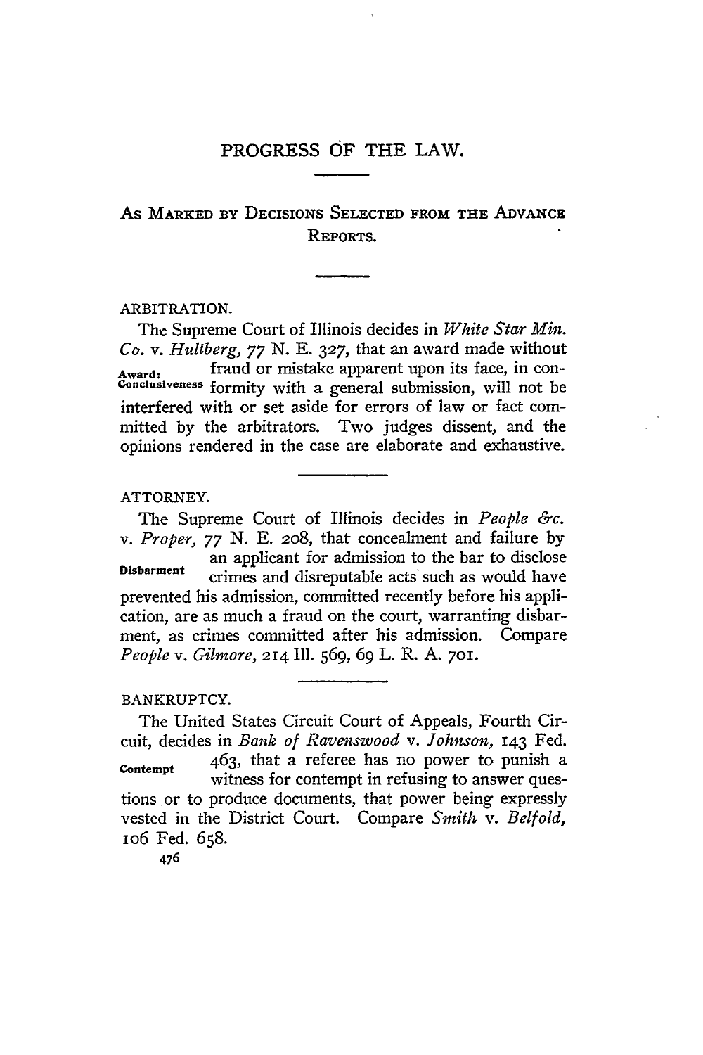# PROGRESS OF THE LAW.

## As Marked by Decisions Selected from the Advance Reports.

### ARBITRATION.

**Award: Conclusiveness**

The Supreme Court of Illinois decides in *White Star Min. Co.* v. *Hultberg,* 77 N. E. 327, that an award made without fraud or mistake apparent upon its face, in conformity with a general submission, will not be interfered with or set aside for errors of law or fact committed by the arbitrators. Two judges dissent, and the opinions rendered in the case are elaborate and exhaustive.

### ATTORNEY.

**Disbarment**

The Supreme Court of Illinois decides in *People &c.* v. *Proper,* 77 N. E. 208, that concealment and failure by an applicant for admission to the bar to disclose crimes and disreputable acts such as would have prevented his admission, committed recently before his application, are as much a fraud on the court, warranting disbarment, as crimes committed after his admission. Compare *People* v. *Gilmore,* 214 Ill. 569, 69 L. R. A. 701.

### BANKRUPTCY.

**Contempt**

The United States Circuit Court of Appeals, Fourth Circuit, decides in *Bank of Ravenswood* v. *Johnson,* 143 Fed. 463, that a referee has no power to punish a witness for contempt in refusing to answer questions or to produce documents, that power being expressly vested in the District Court. Compare *Smith* v. *Belfold,* 106 Fed. 658.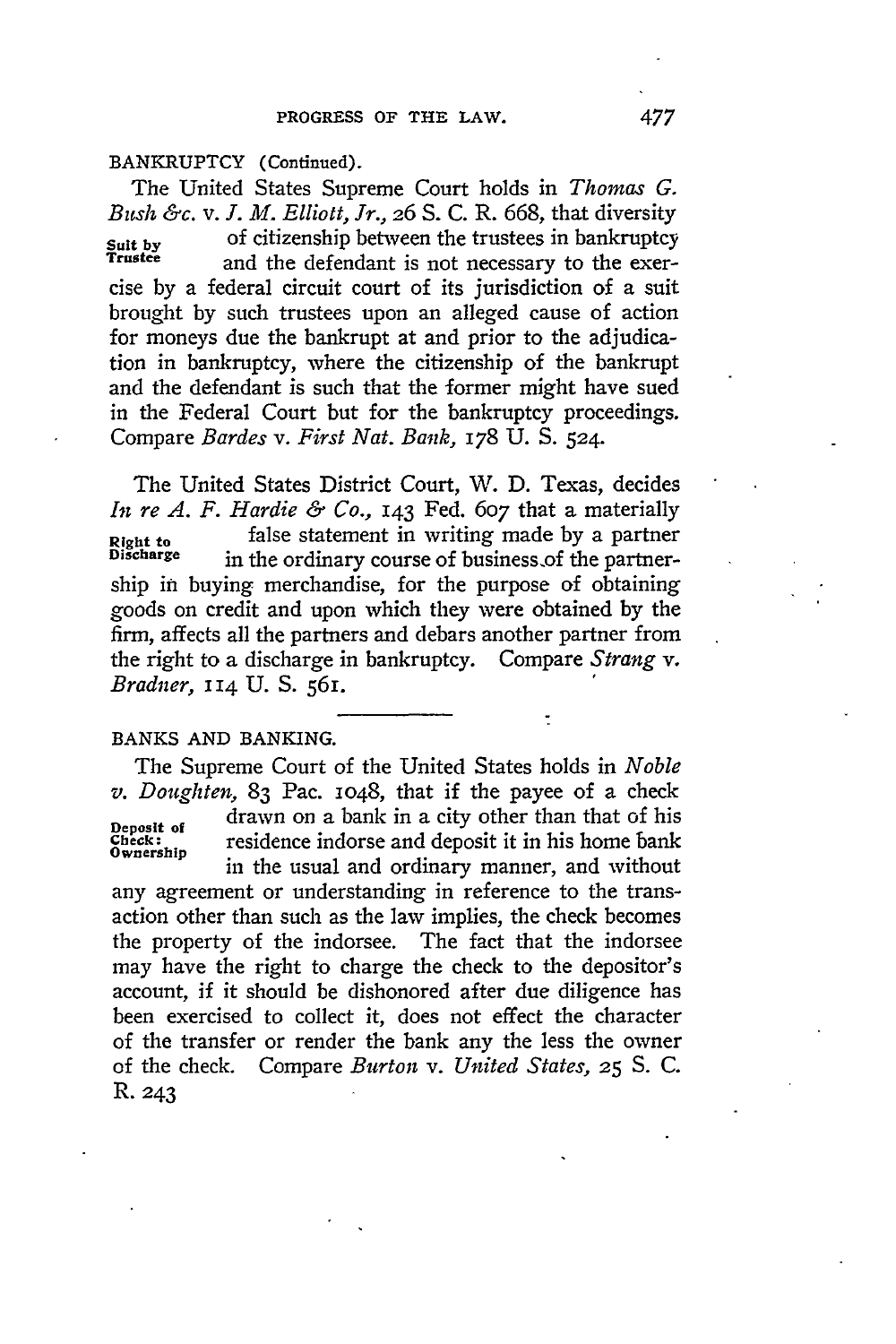BANKRUPTCY (Continued).

The United States Supreme Court holds in *Thomas G. Bush &c.* v. *J. M. Elliott, Jr.*, 26 S. C. R. 668, that diversity of citizenship between the trustees in bankruptcy and the defendant is not necessary to the exercise by a federal circuit court of its jurisdiction of a suit brought by such trustees upon an alleged cause of action for moneys due the bankrupt at and prior to the adjudication in bankruptcy, where the citizenship of the bankrupt and the defendant is such that the former might have sued in the Federal Court but for the bankruptcy proceedings. Compare *Bardes* v. *First Nat. Bank*, 178 U. S. 524.

**Suit by Trustee**

The United States District Court, W. D. Texas, decides *In re A. F. Hardie & Co.*, 143 Fed. 607 that a materially false statement in writing made by a partner in the ordinary course of business of the partnership in buying merchandise, for the purpose of obtaining goods on credit and upon which they were obtained by the firm, affects all the partners and debars another partner from the right to a discharge in bankruptcy. Compare *Strang* v. *Bradner*, 114 U. S. 561.

**Right to Discharge**

BANKS AND BANKING.

The Supreme Court of the United States holds in *Noble v. Doughten*, 83 Pac. 1048, that if the payee of a check drawn on a bank in a city other than that of his residence indorse and deposit it in his home bank in the usual and ordinary manner, and without any agreement or understanding in reference to the transaction other than such as the law implies, the check becomes the property of the indorsee. The fact that the indorsee may have the right to charge the check to the depositor's account, if it should be dishonored after due diligence has been exercised to collect it, does not effect the character of the transfer or render the bank any the less the owner of the check. Compare *Burton* v. *United States*, 25 S. C. R. 243

**Deposit of Check: Ownership**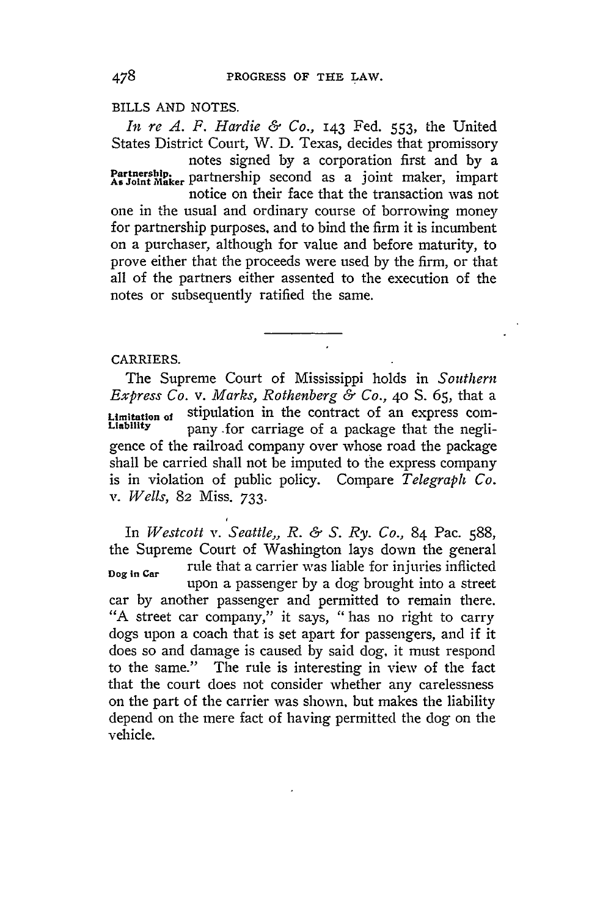## BILLS AND NOTES.

*In re A. F. Hardie & Co.*, 143 Fed. 553, the United States District Court, W. D. Texas, decides that promissory notes signed by a corporation first and by a partnership second as a joint maker, impart notice on their face that the transaction was not one in the usual and ordinary course of borrowing money for partnership purposes, and to bind the firm it is incumbent on a purchaser, although for value and before maturity, to prove either that the proceeds were used by the firm, or that all of the partners either assented to the execution of the notes or subsequently ratified the same.

Partnership. As Joint Maker

---

## CARRIERS.

The Supreme Court of Mississippi holds in *Southern Express Co.* v. *Marks, Rothenberg & Co.*, 40 S. 65, that a stipulation in the contract of an express company for carriage of a package that the negligence of the railroad company over whose road the package shall be carried shall not be imputed to the express company is in violation of public policy. Compare *Telegraph Co.* v. *Wells*, 82 Miss. 733.

Limitation of Liability

In *Westcott* v. *Seattle,, R. & S. Ry. Co.*, 84 Pac. 588, the Supreme Court of Washington lays down the general rule that a carrier was liable for injuries inflicted upon a passenger by a dog brought into a street car by another passenger and permitted to remain there. "A street car company," it says, "has no right to carry dogs upon a coach that is set apart for passengers, and if it does so and damage is caused by said dog, it must respond to the same." The rule is interesting in view of the fact that the court does not consider whether any carelessness on the part of the carrier was shown, but makes the liability depend on the mere fact of having permitted the dog on the vehicle.

Dog in Car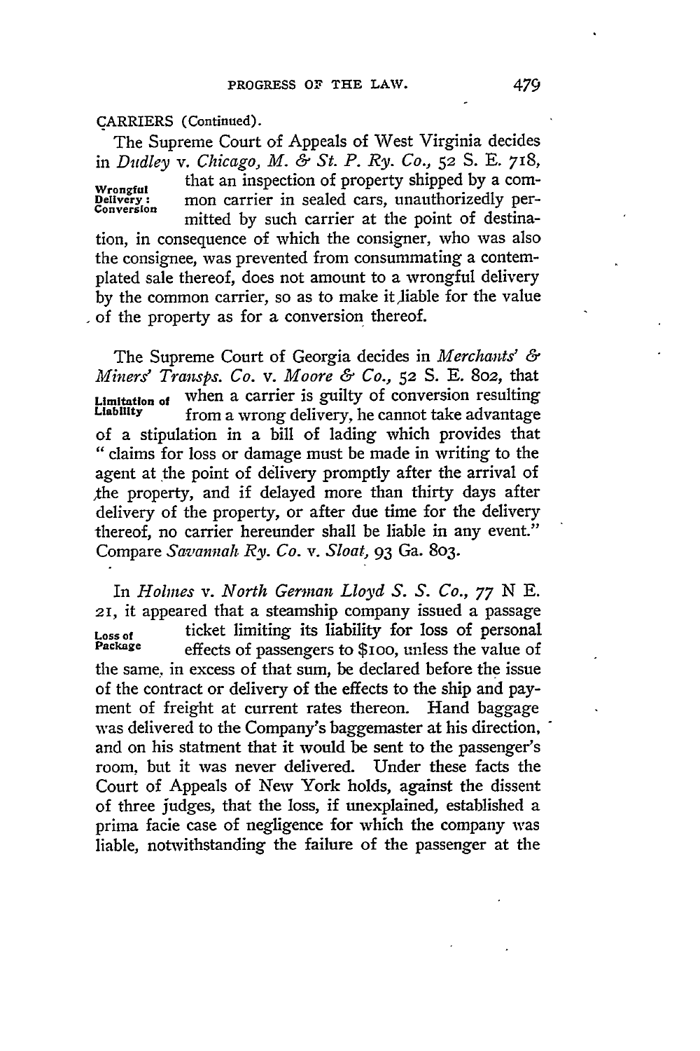CARRIERS (Continued).

The Supreme Court of Appeals of West Virginia decides in *Dudley* v. *Chicago, M. & St. P. Ry. Co.*, 52 S. E. 718, that an inspection of property shipped by a common carrier in sealed cars, unauthorizedly permitted by such carrier at the point of destination, in consequence of which the consigner, who was also the consignee, was prevented from consummating a contemplated sale thereof, does not amount to a wrongful delivery by the common carrier, so as to make it liable for the value of the property as for a conversion thereof.

**Wrongful Delivery: Conversion**

The Supreme Court of Georgia decides in *Merchants' & Miners' Transps. Co.* v. *Moore & Co.*, 52 S. E. 802, that when a carrier is guilty of conversion resulting from a wrong delivery, he cannot take advantage of a stipulation in a bill of lading which provides that "claims for loss or damage must be made in writing to the agent at the point of delivery promptly after the arrival of the property, and if delayed more than thirty days after delivery of the property, or after due time for the delivery thereof, no carrier hereunder shall be liable in any event." Compare *Savannah Ry. Co.* v. *Sloat*, 93 Ga. 803.

**Limitation of Liability**

In *Holmes* v. *North German Lloyd S. S. Co.*, 77 N E. 21, it appeared that a steamship company issued a passage ticket limiting its liability for loss of personal effects of passengers to $100, unless the value of the same, in excess of that sum, be declared before the issue of the contract or delivery of the effects to the ship and payment of freight at current rates thereon. Hand baggage was delivered to the Company's baggemaster at his direction, and on his statment that it would be sent to the passenger's room, but it was never delivered. Under these facts the Court of Appeals of New York holds, against the dissent of three judges, that the loss, if unexplained, established a prima facie case of negligence for which the company was liable, notwithstanding the failure of the passenger at the

**Loss of Package**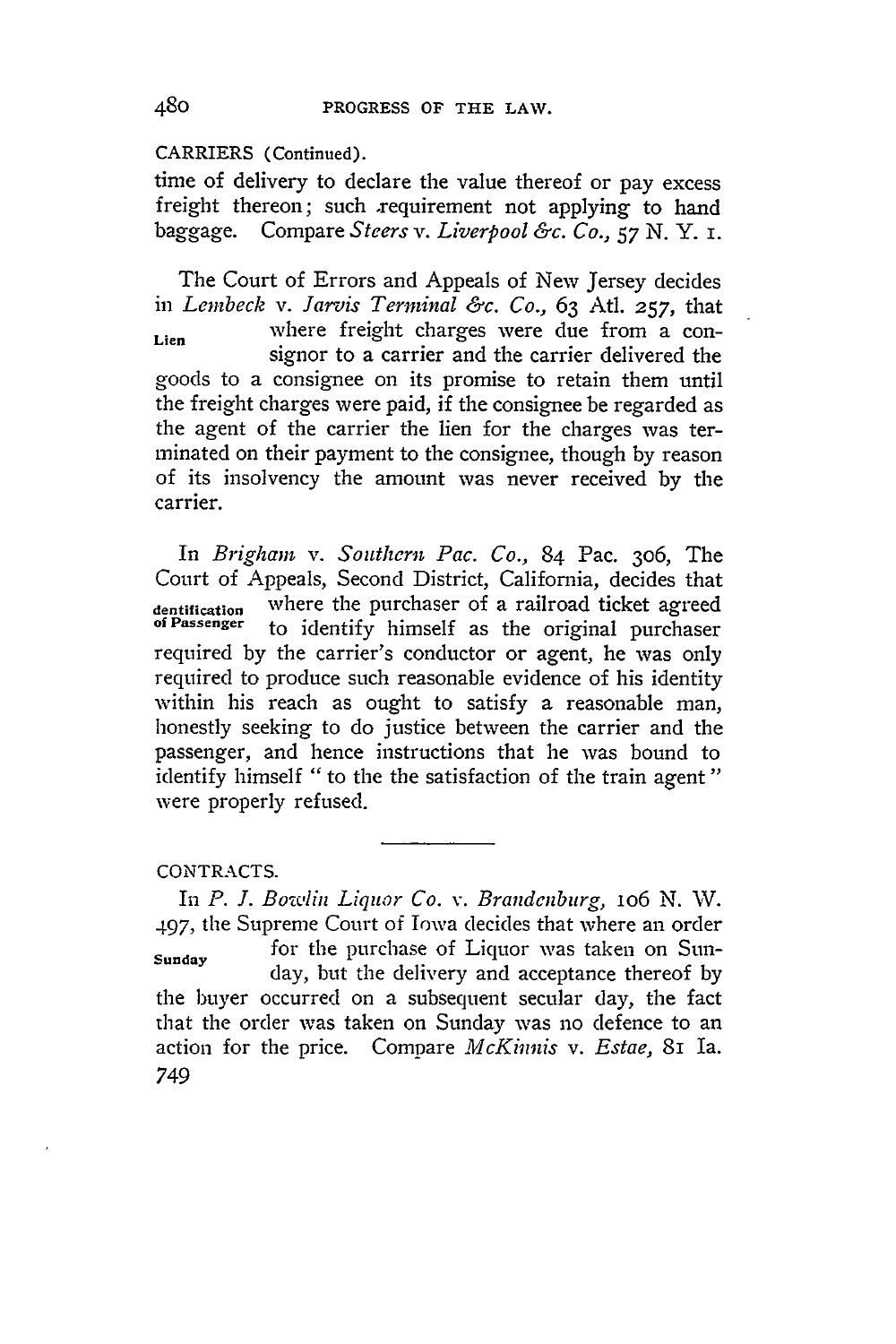CARRIERS (Continued).

time of delivery to declare the value thereof or pay excess freight thereon; such requirement not applying to hand baggage. Compare *Steers* v. *Liverpool &c. Co.*, 57 N. Y. 1.

The Court of Errors and Appeals of New Jersey decides in *Lembeck* v. *Jarvis Terminal &c. Co.*, 63 Atl. 257, that where freight charges were due from a consignor to a carrier and the carrier delivered the goods to a consignee on its promise to retain them until the freight charges were paid, if the consignee be regarded as the agent of the carrier the lien for the charges was terminated on their payment to the consignee, though by reason of its insolvency the amount was never received by the carrier.

**Lien**

In *Brigham* v. *Southern Pac. Co.*, 84 Pac. 306, The Court of Appeals, Second District, California, decides that where the purchaser of a railroad ticket agreed to identify himself as the original purchaser required by the carrier's conductor or agent, he was only required to produce such reasonable evidence of his identity within his reach as ought to satisfy a reasonable man, honestly seeking to do justice between the carrier and the passenger, and hence instructions that he was bound to identify himself "to the the satisfaction of the train agent" were properly refused.

**Identification of Passenger**

CONTRACTS.

In *P. J. Bowlin Liquor Co.* v. *Brandenburg*, 106 N. W. 497, the Supreme Court of Iowa decides that where an order for the purchase of Liquor was taken on Sunday, but the delivery and acceptance thereof by the buyer occurred on a subsequent secular day, the fact that the order was taken on Sunday was no defence to an action for the price. Compare *McKinnis* v. *Estae*, 81 Ia. 749

**Sunday**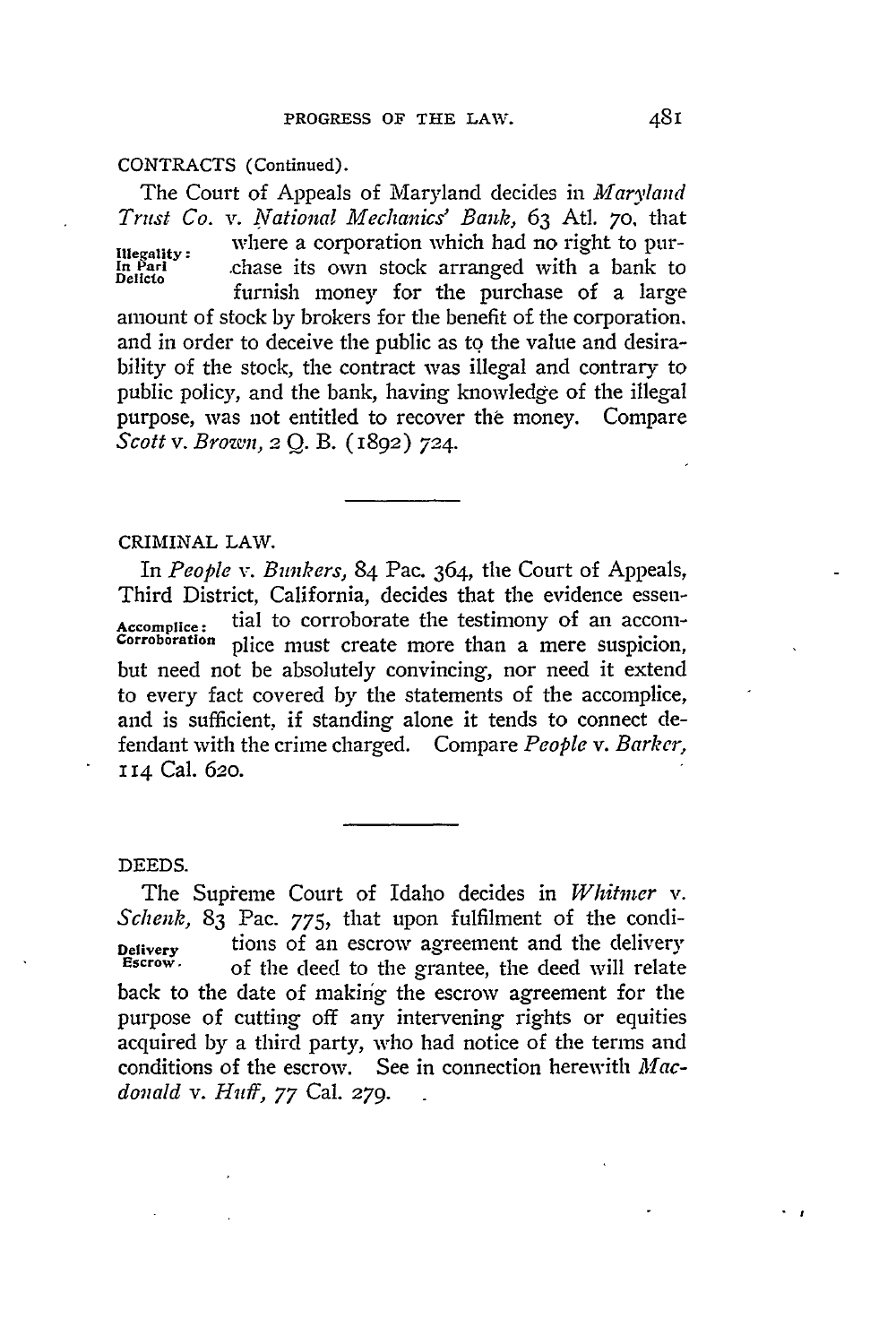CONTRACTS (Continued).

The Court of Appeals of Maryland decides in *Maryland Trust Co.* v. *National Mechanics' Bank*, 63 Atl. 70, that where a corporation which had no right to purchase its own stock arranged with a bank to furnish money for the purchase of a large amount of stock by brokers for the benefit of the corporation, and in order to deceive the public as to the value and desirability of the stock, the contract was illegal and contrary to public policy, and the bank, having knowledge of the illegal purpose, was not entitled to recover the money. Compare *Scott* v. *Brown*, 2 Q. B. (1892) 724.

**Illegality: In Pari Delicto**

CRIMINAL LAW.

In *People* v. *Bunkers*, 84 Pac. 364, the Court of Appeals, Third District, California, decides that the evidence essential to corroborate the testimony of an accomplice must create more than a mere suspicion, but need not be absolutely convincing, nor need it extend to every fact covered by the statements of the accomplice, and is sufficient, if standing alone it tends to connect defendant with the crime charged. Compare *People* v. *Barker*, 114 Cal. 620.

**Accomplice: Corroboration**

DEEDS.

The Supreme Court of Idaho decides in *Whitmer* v. *Schenk*, 83 Pac. 775, that upon fulfilment of the conditions of an escrow agreement and the delivery of the deed to the grantee, the deed will relate back to the date of making the escrow agreement for the purpose of cutting off any intervening rights or equities acquired by a third party, who had notice of the terms and conditions of the escrow. See in connection herewith *Macdonald* v. *Huff*, 77 Cal. 279.

**Delivery Escrow.**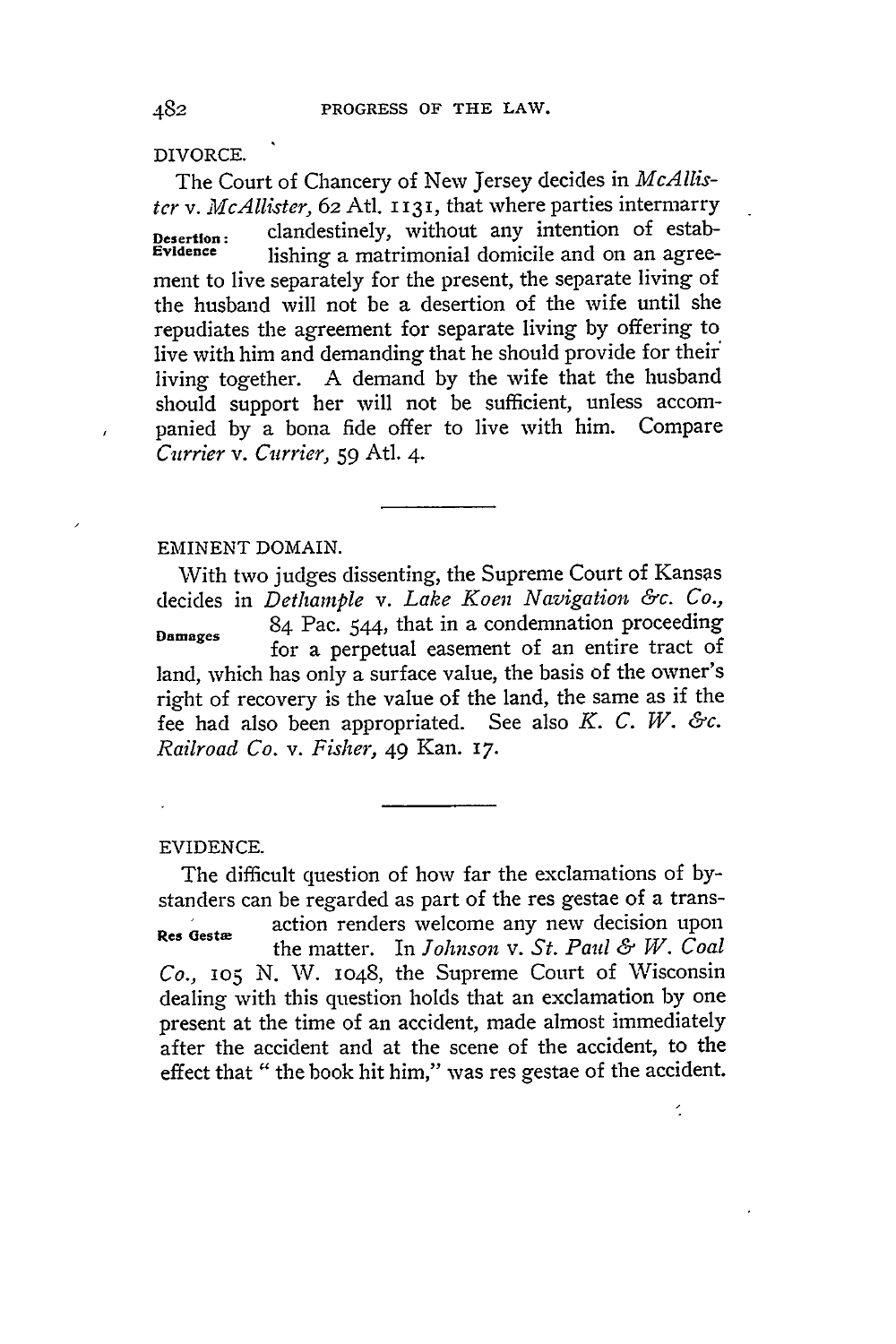## DIVORCE.

**Desertion: Evidence**

The Court of Chancery of New Jersey decides in *McAllister* v. *McAllister,* 62 Atl. 1131, that where parties intermarry clandestinely, without any intention of establishing a matrimonial domicile and on an agreement to live separately for the present, the separate living of the husband will not be a desertion of the wife until she repudiates the agreement for separate living by offering to live with him and demanding that he should provide for their living together. A demand by the wife that the husband should support her will not be sufficient, unless accompanied by a bona fide offer to live with him. Compare *Currier* v. *Currier,* 59 Atl. 4.

---

## EMINENT DOMAIN.

**Damages**

With two judges dissenting, the Supreme Court of Kansas decides in *Dethample* v. *Lake Koen Navigation &c. Co.,* 84 Pac. 544, that in a condemnation proceeding for a perpetual easement of an entire tract of land, which has only a surface value, the basis of the owner's right of recovery is the value of the land, the same as if the fee had also been appropriated. See also *K. C. W. &c. Railroad Co.* v. *Fisher,* 49 Kan. 17.

---

## EVIDENCE.

**Res Gestæ**

The difficult question of how far the exclamations of bystanders can be regarded as part of the res gestae of a transaction renders welcome any new decision upon the matter. In *Johnson* v. *St. Paul & W. Coal Co.,* 105 N. W. 1048, the Supreme Court of Wisconsin dealing with this question holds that an exclamation by one present at the time of an accident, made almost immediately after the accident and at the scene of the accident, to the effect that " the book hit him," was res gestae of the accident.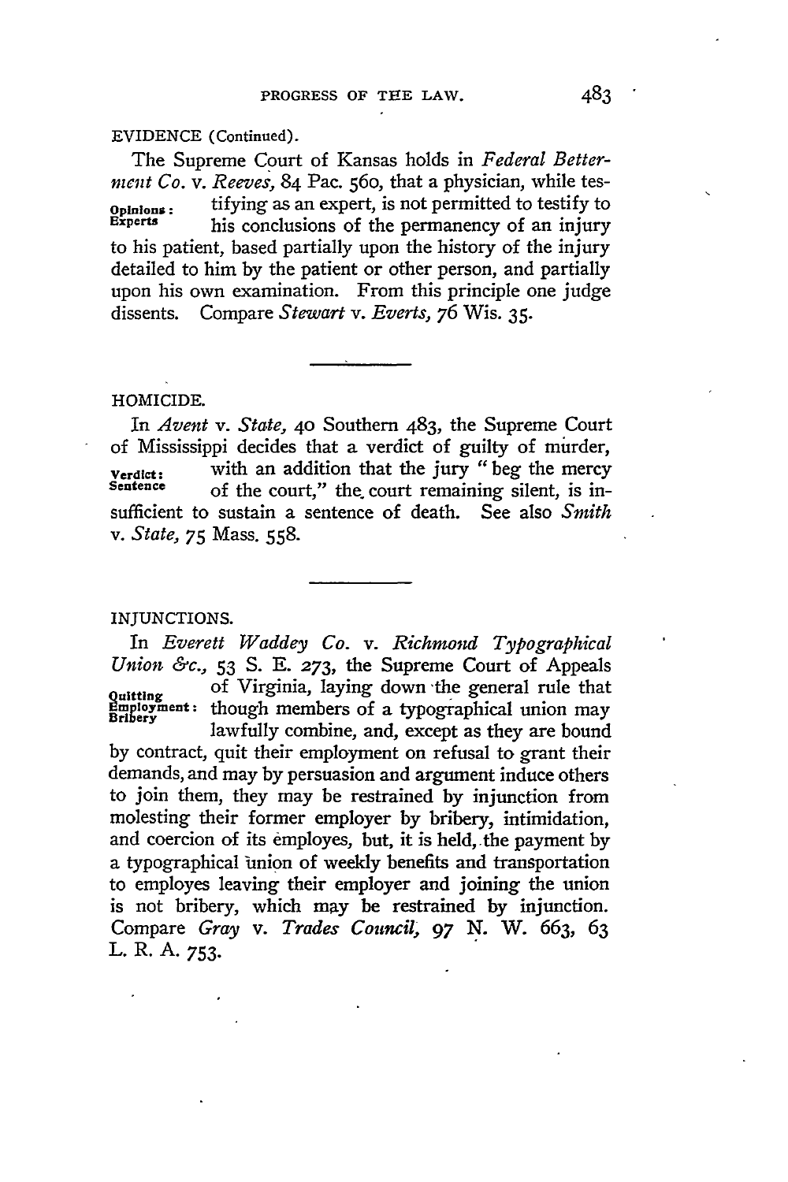EVIDENCE (Continued).

The Supreme Court of Kansas holds in *Federal Betterment Co.* v. *Reeves*, 84 Pac. 560, that a physician, while testifying as an expert, is not permitted to testify to his conclusions of the permanency of an injury to his patient, based partially upon the history of the injury detailed to him by the patient or other person, and partially upon his own examination. From this principle one judge dissents. Compare *Stewart* v. *Everts*, 76 Wis. 35.

**Opinions: Experts**

HOMICIDE.

In *Avent* v. *State*, 40 Southern 483, the Supreme Court of Mississippi decides that a verdict of guilty of murder, with an addition that the jury "beg the mercy of the court," the court remaining silent, is insufficient to sustain a sentence of death. See also *Smith* v. *State*, 75 Mass. 558.

**Verdict: Sentence**

INJUNCTIONS.

In *Everett Waddey Co.* v. *Richmond Typographical Union &c.*, 53 S. E. 273, the Supreme Court of Appeals of Virginia, laying down the general rule that though members of a typographical union may lawfully combine, and, except as they are bound by contract, quit their employment on refusal to grant their demands, and may by persuasion and argument induce others to join them, they may be restrained by injunction from molesting their former employer by bribery, intimidation, and coercion of its employes, but, it is held, the payment by a typographical union of weekly benefits and transportation to employes leaving their employer and joining the union is not bribery, which may be restrained by injunction. Compare *Gray* v. *Trades Council*, 97 N. W. 663, 63 L. R. A. 753.

**Quitting Employment: Bribery**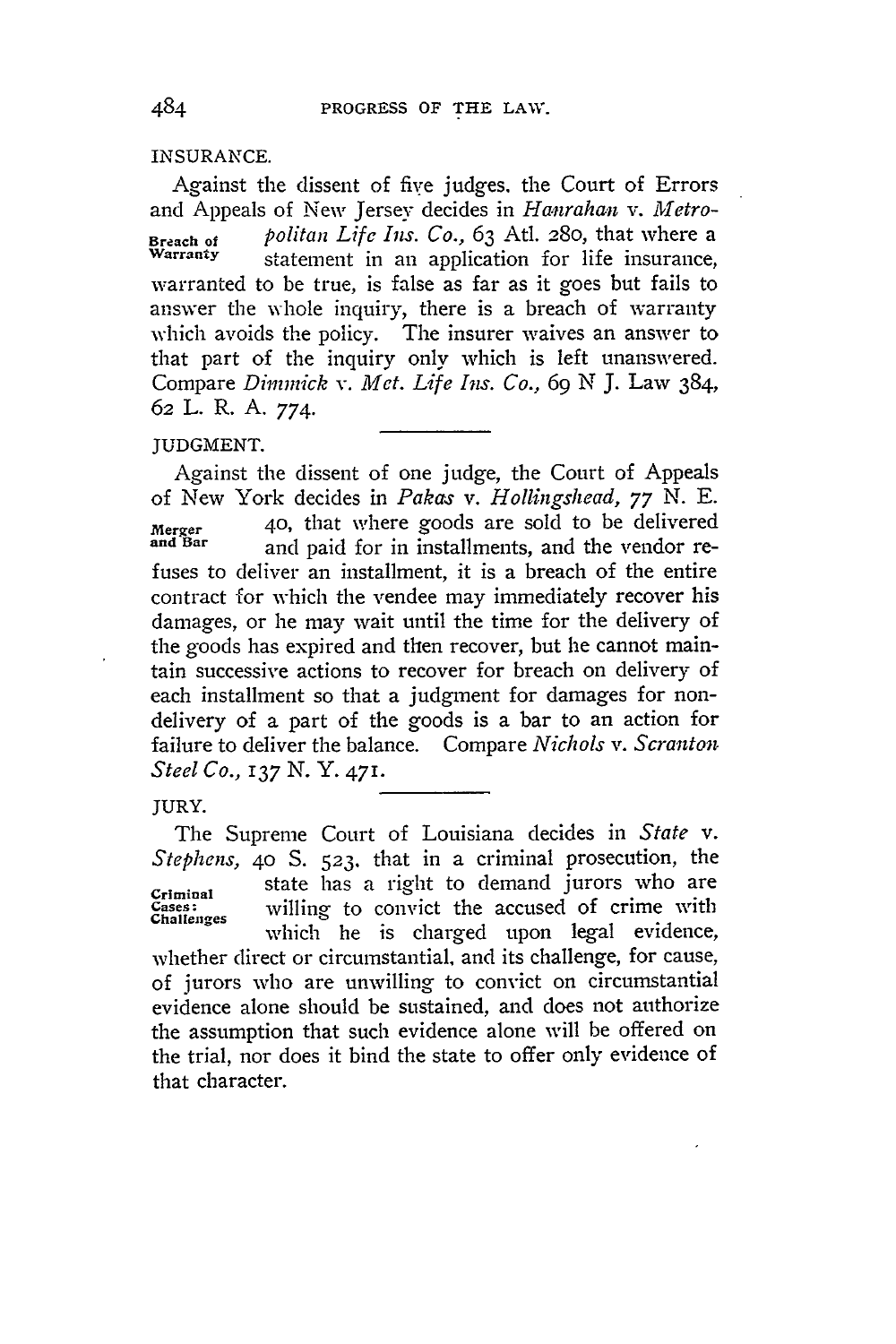INSURANCE.

**Breach of Warranty**

Against the dissent of five judges, the Court of Errors and Appeals of New Jersey decides in *Hanrahan* v. *Metropolitan Life Ins. Co.,* 63 Atl. 280, that where a statement in an application for life insurance, warranted to be true, is false as far as it goes but fails to answer the whole inquiry, there is a breach of warranty which avoids the policy. The insurer waives an answer to that part of the inquiry only which is left unanswered. Compare *Dimmick* v. *Met. Life Ins. Co.,* 69 N J. Law 384, 62 L. R. A. 774.

JUDGMENT.

**Merger and Bar**

Against the dissent of one judge, the Court of Appeals of New York decides in *Pakas* v. *Hollingshead,* 77 N. E. 40, that where goods are sold to be delivered and paid for in installments, and the vendor refuses to deliver an installment, it is a breach of the entire contract for which the vendee may immediately recover his damages, or he may wait until the time for the delivery of the goods has expired and then recover, but he cannot maintain successive actions to recover for breach on delivery of each installment so that a judgment for damages for non-delivery of a part of the goods is a bar to an action for failure to deliver the balance. Compare *Nichols* v. *Scranton Steel Co.,* 137 N. Y. 471.

JURY.

**Criminal Cases: Challenges**

The Supreme Court of Louisiana decides in *State* v. *Stephens,* 40 S. 523, that in a criminal prosecution, the state has a right to demand jurors who are willing to convict the accused of crime with which he is charged upon legal evidence, whether direct or circumstantial, and its challenge, for cause, of jurors who are unwilling to convict on circumstantial evidence alone should be sustained, and does not authorize the assumption that such evidence alone will be offered on the trial, nor does it bind the state to offer only evidence of that character.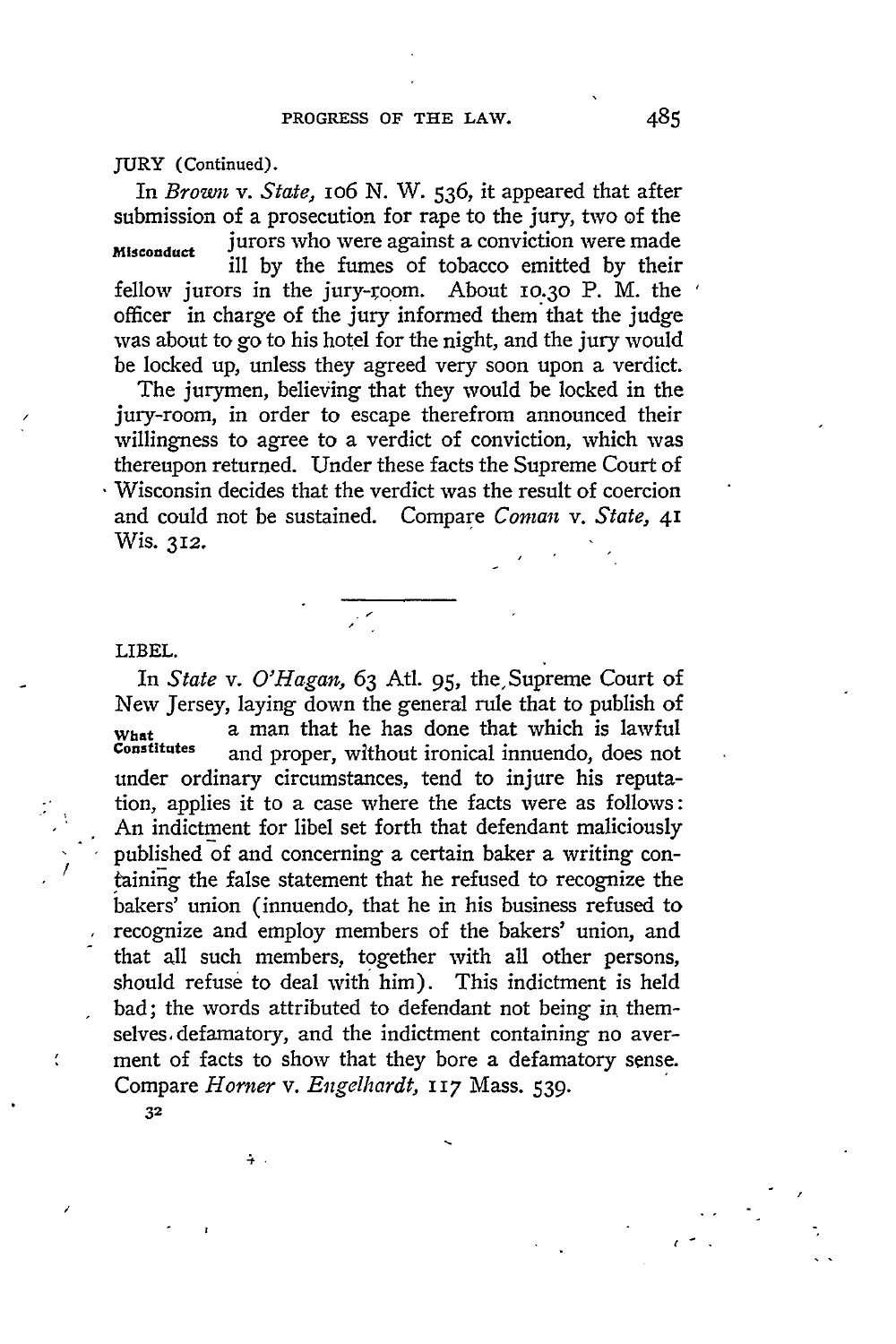JURY (Continued).

In *Brown* v. *State,* 106 N. W. 536, it appeared that after submission of a prosecution for rape to the jury, two of the jurors who were against a conviction were made ill by the fumes of tobacco emitted by their fellow jurors in the jury-room. About 10.30 P. M. the officer in charge of the jury informed them that the judge was about to go to his hotel for the night, and the jury would be locked up, unless they agreed very soon upon a verdict.

**Misconduct**

The jurymen, believing that they would be locked in the jury-room, in order to escape therefrom announced their willingness to agree to a verdict of conviction, which was thereupon returned. Under these facts the Supreme Court of Wisconsin decides that the verdict was the result of coercion and could not be sustained. Compare *Coman* v. *State,* 41 Wis. 312.

---

LIBEL.

**What Constitutes**

In *State* v. *O'Hagan,* 63 Atl. 95, the Supreme Court of New Jersey, laying down the general rule that to publish of a man that he has done that which is lawful and proper, without ironical innuendo, does not under ordinary circumstances, tend to injure his reputation, applies it to a case where the facts were as follows: An indictment for libel set forth that defendant maliciously published of and concerning a certain baker a writing containing the false statement that he refused to recognize the bakers' union (innuendo, that he in his business refused to recognize and employ members of the bakers' union, and that all such members, together with all other persons, should refuse to deal with him). This indictment is held bad; the words attributed to defendant not being in themselves defamatory, and the indictment containing no averment of facts to show that they bore a defamatory sense. Compare *Horner* v. *Engelhardt,* 117 Mass. 539.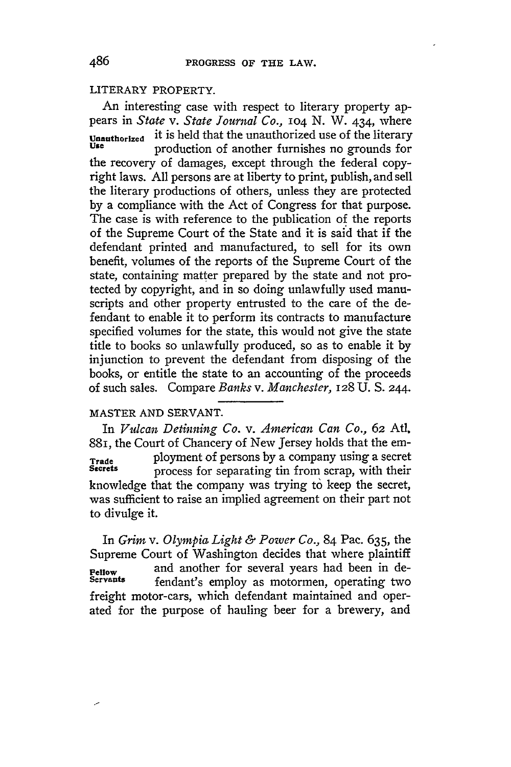LITERARY PROPERTY.

An interesting case with respect to literary property appears in *State* v. *State Journal Co.*, 104 N. W. 434, where it is held that the unauthorized use of the literary production of another furnishes no grounds for the recovery of damages, except through the federal copyright laws. All persons are at liberty to print, publish, and sell the literary productions of others, unless they are protected by a compliance with the Act of Congress for that purpose. The case is with reference to the publication of the reports of the Supreme Court of the State and it is said that if the defendant printed and manufactured, to sell for its own benefit, volumes of the reports of the Supreme Court of the state, containing matter prepared by the state and not protected by copyright, and in so doing unlawfully used manuscripts and other property entrusted to the care of the defendant to enable it to perform its contracts to manufacture specified volumes for the state, this would not give the state title to books so unlawfully produced, so as to enable it by injunction to prevent the defendant from disposing of the books, or entitle the state to an accounting of the proceeds of such sales. Compare *Banks* v. *Manchester*, 128 U. S. 244.

MASTER AND SERVANT.

In *Vulcan Detinning Co.* v. *American Can Co.*, 62 Atl. 881, the Court of Chancery of New Jersey holds that the employment of persons by a company using a secret process for separating tin from scrap, with their knowledge that the company was trying to keep the secret, was sufficient to raise an implied agreement on their part not to divulge it.

In *Grim* v. *Olympia Light & Power Co.*, 84 Pac. 635, the Supreme Court of Washington decides that where plaintiff and another for several years had been in defendant's employ as motormen, operating two freight motor-cars, which defendant maintained and operated for the purpose of hauling beer for a brewery, and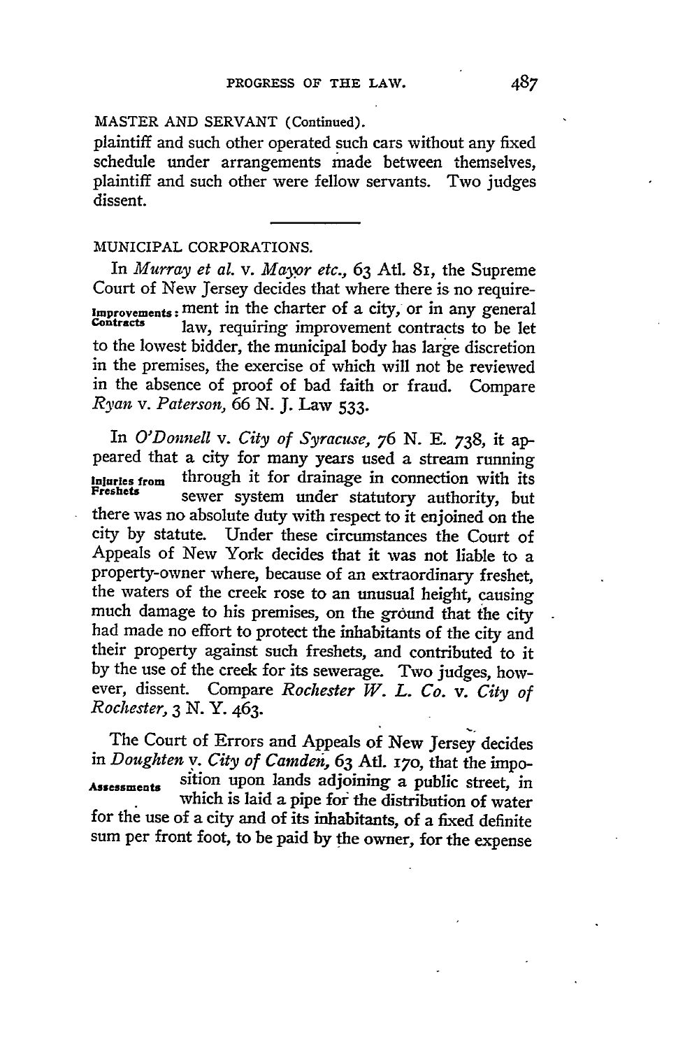MASTER AND SERVANT (Continued).

plaintiff and such other operated such cars without any fixed schedule under arrangements made between themselves, plaintiff and such other were fellow servants. Two judges dissent.

---

MUNICIPAL CORPORATIONS.

**Improvements: Contracts**

In *Murray et al.* v. *Mayor etc.*, 63 Atl. 81, the Supreme Court of New Jersey decides that where there is no requirement in the charter of a city, or in any general law, requiring improvement contracts to be let to the lowest bidder, the municipal body has large discretion in the premises, the exercise of which will not be reviewed in the absence of proof of bad faith or fraud. Compare *Ryan* v. *Paterson*, 66 N. J. Law 533.

**Injuries from Freshets**

In *O'Donnell* v. *City of Syracuse*, 76 N. E. 738, it appeared that a city for many years used a stream running through it for drainage in connection with its sewer system under statutory authority, but there was no absolute duty with respect to it enjoined on the city by statute. Under these circumstances the Court of Appeals of New York decides that it was not liable to a property-owner where, because of an extraordinary freshet, the waters of the creek rose to an unusual height, causing much damage to his premises, on the ground that the city had made no effort to protect the inhabitants of the city and their property against such freshets, and contributed to it by the use of the creek for its sewerage. Two judges, however, dissent. Compare *Rochester W. L. Co.* v. *City of Rochester*, 3 N. Y. 463.

**Assessments**

The Court of Errors and Appeals of New Jersey decides in *Doughten* v. *City of Camden*, 63 Atl. 170, that the imposition upon lands adjoining a public street, in which is laid a pipe for the distribution of water for the use of a city and of its inhabitants, of a fixed definite sum per front foot, to be paid by the owner, for the expense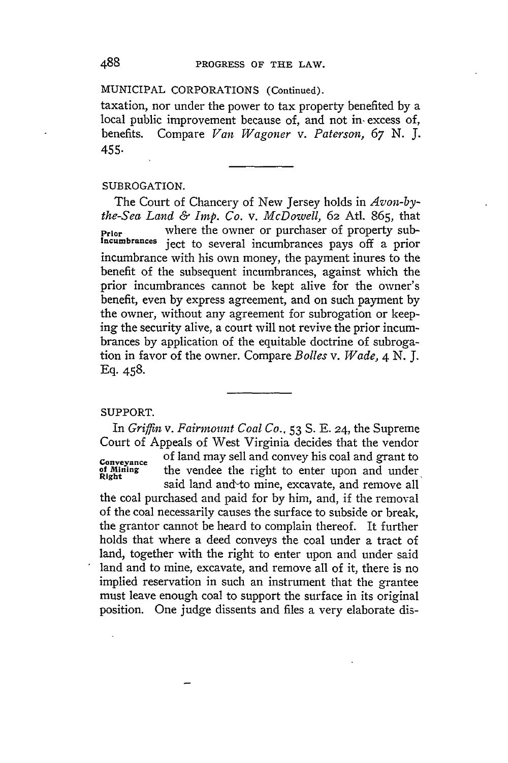MUNICIPAL CORPORATIONS (Continued).

taxation, nor under the power to tax property benefited by a local public improvement because of, and not in excess of, benefits. Compare *Van Wagoner* v. *Paterson,* 67 N. J. 455.

## SUBROGATION.

**Prior Incumbrances**

The Court of Chancery of New Jersey holds in *Avon-by-the-Sea Land & Imp. Co.* v. *McDowell,* 62 Atl. 865, that where the owner or purchaser of property subject to several incumbrances pays off a prior incumbrance with his own money, the payment inures to the benefit of the subsequent incumbrances, against which the prior incumbrances cannot be kept alive for the owner's benefit, even by express agreement, and on such payment by the owner, without any agreement for subrogation or keeping the security alive, a court will not revive the prior incumbrances by application of the equitable doctrine of subrogation in favor of the owner. Compare *Bolles* v. *Wade,* 4 N. J. Eq. 458.

## SUPPORT.

**Conveyance of Mining Right**

In *Griffin* v. *Fairmount Coal Co.,* 53 S. E. 24, the Supreme Court of Appeals of West Virginia decides that the vendor of land may sell and convey his coal and grant to the vendee the right to enter upon and under said land and to mine, excavate, and remove all the coal purchased and paid for by him, and, if the removal of the coal necessarily causes the surface to subside or break, the grantor cannot be heard to complain thereof. It further holds that where a deed conveys the coal under a tract of land, together with the right to enter upon and under said land and to mine, excavate, and remove all of it, there is no implied reservation in such an instrument that the grantee must leave enough coal to support the surface in its original position. One judge dissents and files a very elaborate dis-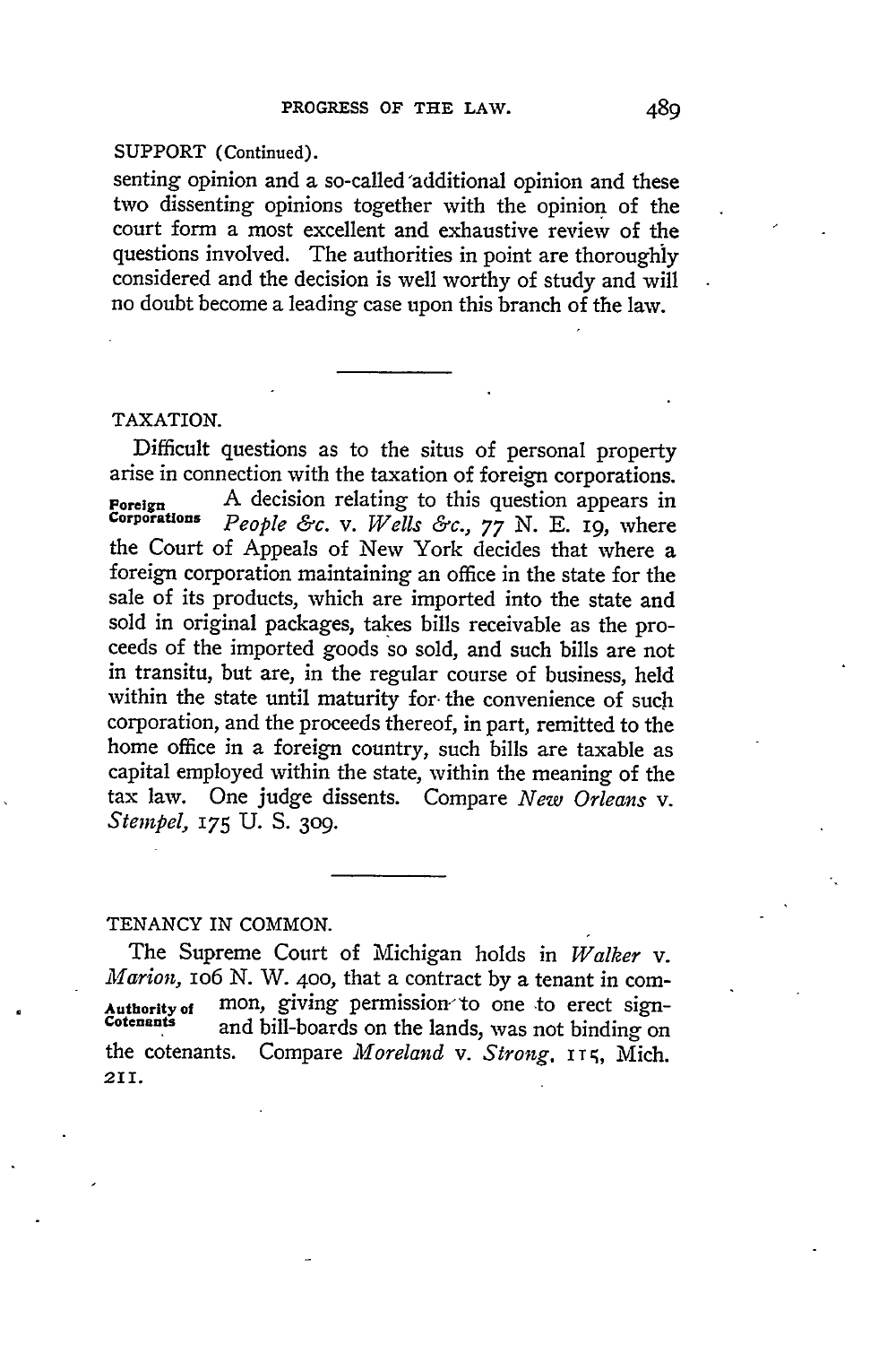SUPPORT (Continued).

senting opinion and a so-called additional opinion and these two dissenting opinions together with the opinion of the court form a most excellent and exhaustive review of the questions involved. The authorities in point are thoroughly considered and the decision is well worthy of study and will no doubt become a leading case upon this branch of the law.

---

TAXATION.

Difficult questions as to the situs of personal property arise in connection with the taxation of foreign corporations.

**Foreign Corporations**

A decision relating to this question appears in *People &c.* v. *Wells &c.*, 77 N. E. 19, where the Court of Appeals of New York decides that where a foreign corporation maintaining an office in the state for the sale of its products, which are imported into the state and sold in original packages, takes bills receivable as the proceeds of the imported goods so sold, and such bills are not in transitu, but are, in the regular course of business, held within the state until maturity for the convenience of such corporation, and the proceeds thereof, in part, remitted to the home office in a foreign country, such bills are taxable as capital employed within the state, within the meaning of the tax law. One judge dissents. Compare *New Orleans* v. *Stempel*, 175 U. S. 309.

---

TENANCY IN COMMON.

The Supreme Court of Michigan holds in *Walker* v. *Marion*, 106 N. W. 400, that a contract by a tenant in common, giving permission to one to erect sign- and bill-boards on the lands, was not binding on the cotenants. Compare *Moreland* v. *Strong*, 115, Mich. 211.

**Authority of Cotenants**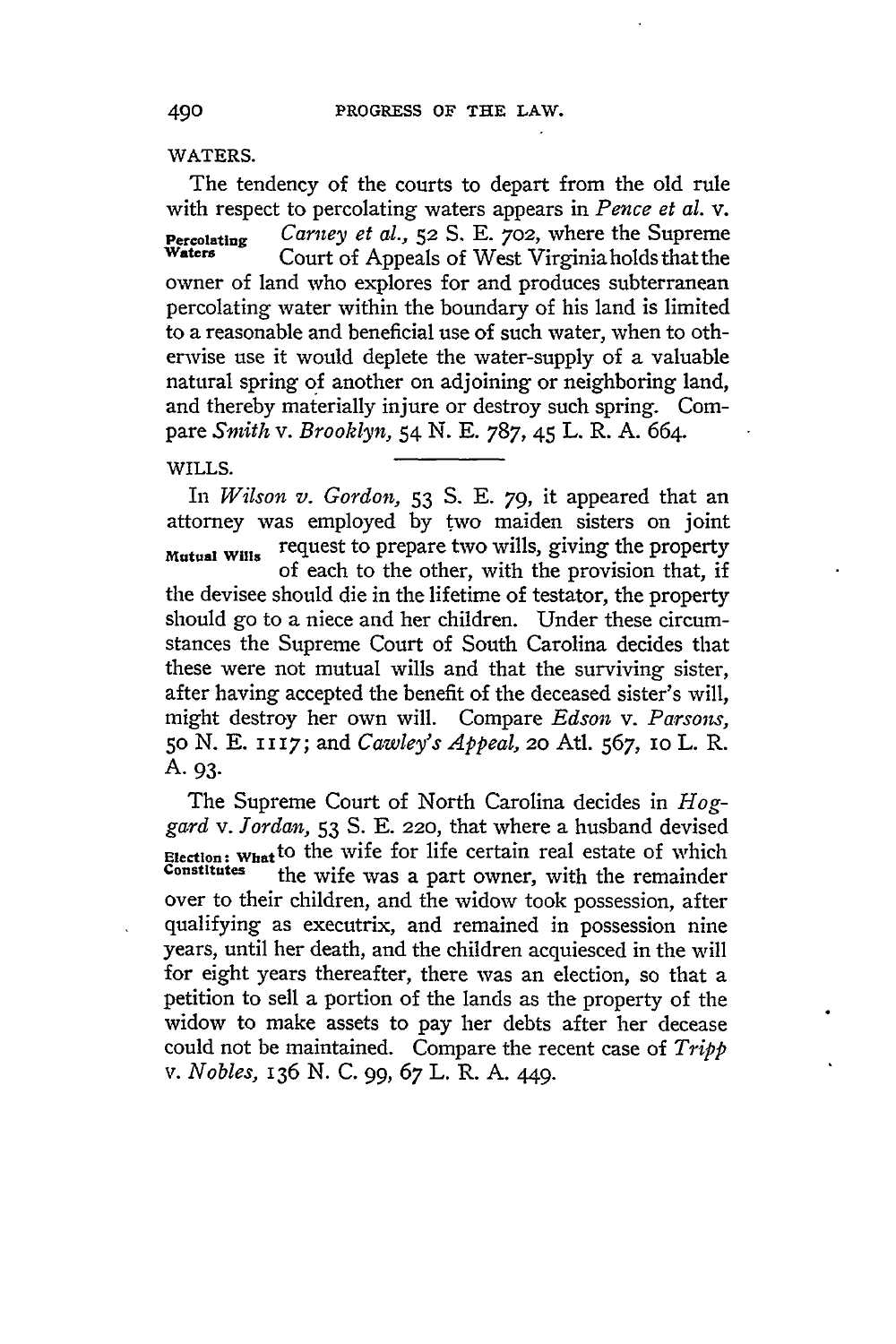WATERS.

The tendency of the courts to depart from the old rule with respect to percolating waters appears in *Pence et al.* v. *Carney et al.*, 52 S. E. 702, where the Supreme Court of Appeals of West Virginia holds that the owner of land who explores for and produces subterranean percolating water within the boundary of his land is limited to a reasonable and beneficial use of such water, when to otherwise use it would deplete the water-supply of a valuable natural spring of another on adjoining or neighboring land, and thereby materially injure or destroy such spring. Compare *Smith* v. *Brooklyn*, 54 N. E. 787, 45 L. R. A. 664.

Percolating Waters

WILLS.

In *Wilson v. Gordon*, 53 S. E. 79, it appeared that an attorney was employed by two maiden sisters on joint request to prepare two wills, giving the property of each to the other, with the provision that, if the devisee should die in the lifetime of testator, the property should go to a niece and her children. Under these circumstances the Supreme Court of South Carolina decides that these were not mutual wills and that the surviving sister, after having accepted the benefit of the deceased sister's will, might destroy her own will. Compare *Edson* v. *Parsons*, 50 N. E. 1117; and *Cawley's Appeal*, 20 Atl. 567, 10 L. R. A. 93.

Mutual Wills

The Supreme Court of North Carolina decides in *Hoggard* v. *Jordan*, 53 S. E. 220, that where a husband devised to the wife for life certain real estate of which the wife was a part owner, with the remainder over to their children, and the widow took possession, after qualifying as executrix, and remained in possession nine years, until her death, and the children acquiesced in the will for eight years thereafter, there was an election, so that a petition to sell a portion of the lands as the property of the widow to make assets to pay her debts after her decease could not be maintained. Compare the recent case of *Tripp* v. *Nobles*, 136 N. C. 99, 67 L. R. A. 449.

Election: What Constitutes